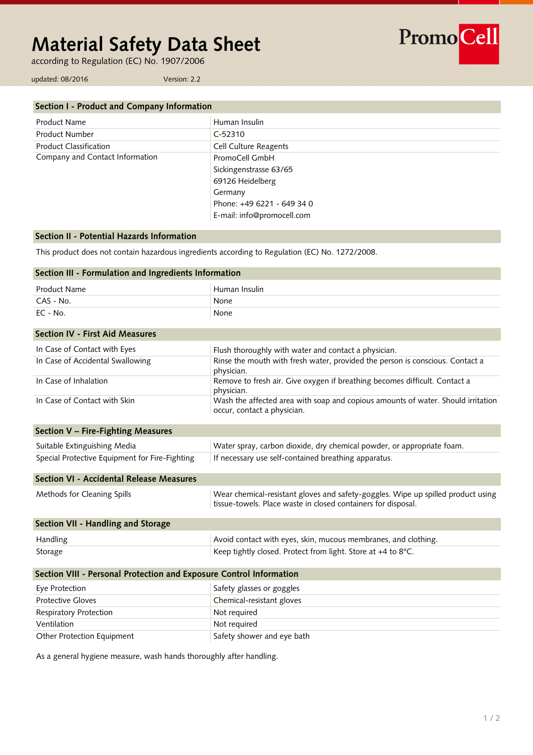# Material Safety Data Sheet

according to Regulation (EC) No. 1907/2006

updated: 08/2016 Version: 2.2

PromoCell

## Section I - Product and Company Information

| | |
|---|---|
| Product Name | Human Insulin |
| Product Number | C-52310 |
| Product Classification | Cell Culture Reagents |
| Company and Contact Information | PromoCell GmbH<br>Sickingenstrasse 63/65<br>69126 Heidelberg<br>Germany<br>Phone: +49 6221 - 649 34 0<br>E-mail: info@promocell.com |

## Section II - Potential Hazards Information

This product does not contain hazardous ingredients according to Regulation (EC) No. 1272/2008.

## Section III - Formulation and Ingredients Information

| | |
|---|---|
| Product Name | Human Insulin |
| CAS - No. | None |
| EC - No. | None |

## Section IV - First Aid Measures

| | |
|---|---|
| In Case of Contact with Eyes | Flush thoroughly with water and contact a physician. |
| In Case of Accidental Swallowing | Rinse the mouth with fresh water, provided the person is conscious. Contact a physician. |
| In Case of Inhalation | Remove to fresh air. Give oxygen if breathing becomes difficult. Contact a physician. |
| In Case of Contact with Skin | Wash the affected area with soap and copious amounts of water. Should irritation occur, contact a physician. |

## Section V – Fire-Fighting Measures

| | |
|---|---|
| Suitable Extinguishing Media | Water spray, carbon dioxide, dry chemical powder, or appropriate foam. |
| Special Protective Equipment for Fire-Fighting | If necessary use self-contained breathing apparatus. |

## Section VI - Accidental Release Measures

| | |
|---|---|
| Methods for Cleaning Spills | Wear chemical-resistant gloves and safety-goggles. Wipe up spilled product using tissue-towels. Place waste in closed containers for disposal. |

## Section VII - Handling and Storage

| | |
|---|---|
| Handling | Avoid contact with eyes, skin, mucous membranes, and clothing. |
| Storage | Keep tightly closed. Protect from light. Store at +4 to 8°C. |

## Section VIII - Personal Protection and Exposure Control Information

| | |
|---|---|
| Eye Protection | Safety glasses or goggles |
| Protective Gloves | Chemical-resistant gloves |
| Respiratory Protection | Not required |
| Ventilation | Not required |
| Other Protection Equipment | Safety shower and eye bath |

As a general hygiene measure, wash hands thoroughly after handling.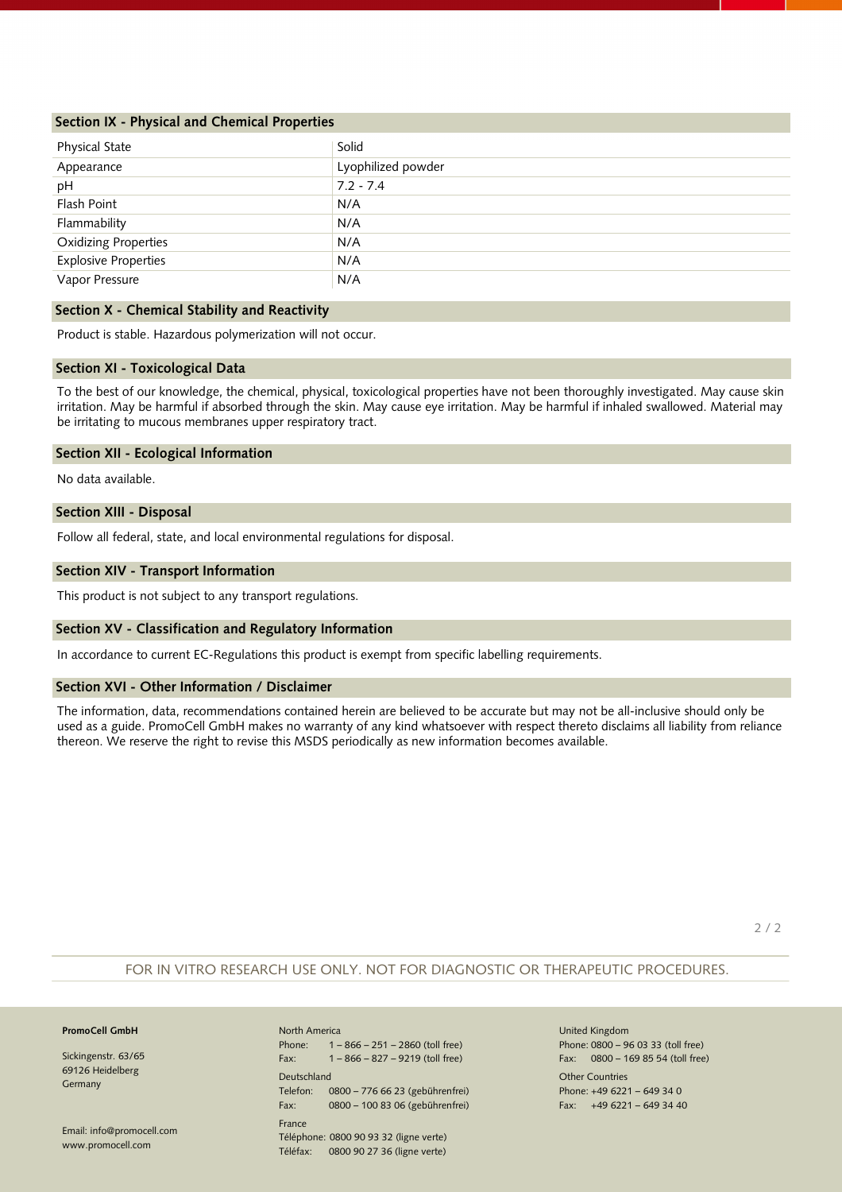## Section IX - Physical and Chemical Properties

| | |
|---|---|
| Physical State | Solid |
| Appearance | Lyophilized powder |
| pH | 7.2 - 7.4 |
| Flash Point | N/A |
| Flammability | N/A |
| Oxidizing Properties | N/A |
| Explosive Properties | N/A |
| Vapor Pressure | N/A |

## Section X - Chemical Stability and Reactivity

Product is stable. Hazardous polymerization will not occur.

## Section XI - Toxicological Data

To the best of our knowledge, the chemical, physical, toxicological properties have not been thoroughly investigated. May cause skin irritation. May be harmful if absorbed through the skin. May cause eye irritation. May be harmful if inhaled swallowed. Material may be irritating to mucous membranes upper respiratory tract.

## Section XII - Ecological Information

No data available.

## Section XIII - Disposal

Follow all federal, state, and local environmental regulations for disposal.

## Section XIV - Transport Information

This product is not subject to any transport regulations.

## Section XV - Classification and Regulatory Information

In accordance to current EC-Regulations this product is exempt from specific labelling requirements.

## Section XVI - Other Information / Disclaimer

The information, data, recommendations contained herein are believed to be accurate but may not be all-inclusive should only be used as a guide. PromoCell GmbH makes no warranty of any kind whatsoever with respect thereto disclaims all liability from reliance thereon. We reserve the right to revise this MSDS periodically as new information becomes available.

FOR IN VITRO RESEARCH USE ONLY. NOT FOR DIAGNOSTIC OR THERAPEUTIC PROCEDURES.

**PromoCell GmbH**

Sickingenstr. 63/65
69126 Heidelberg
Germany

Email: info@promocell.com
www.promocell.com

North America
Phone: 1 – 866 – 251 – 2860 (toll free)
Fax: 1 – 866 – 827 – 9219 (toll free)

Deutschland
Telefon: 0800 – 776 66 23 (gebührenfrei)
Fax: 0800 – 100 83 06 (gebührenfrei)

France
Téléphone: 0800 90 93 32 (ligne verte)
Téléfax: 0800 90 27 36 (ligne verte)

United Kingdom
Phone: 0800 – 96 03 33 (toll free)
Fax: 0800 – 169 85 54 (toll free)

Other Countries
Phone: +49 6221 – 649 34 0
Fax: +49 6221 – 649 34 40